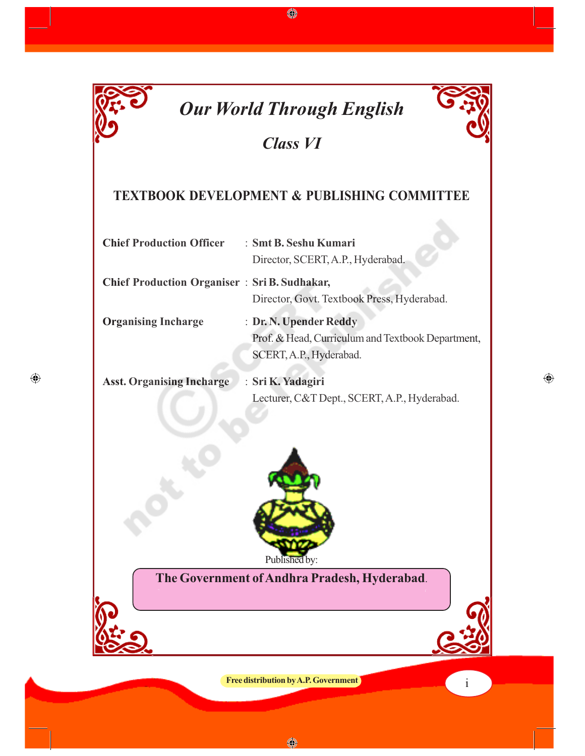# *Our World Through English*

## *Class VI*

### TEXTBOOK DEVELOPMENT & PUBLISHING COMMITTEE

**Chief Production Officer** : **Smt B. Seshu Kumari**
Director, SCERT, A.P., Hyderabad.

**Chief Production Organiser** : **Sri B. Sudhakar,**
Director, Govt. Textbook Press, Hyderabad.

**Organising Incharge** : **Dr. N. Upender Reddy**
Prof. & Head, Curriculum and Textbook Department, SCERT, A.P., Hyderabad.

**Asst. Organising Incharge** : **Sri K. Yadagiri**
Lecturer, C&T Dept., SCERT, A.P., Hyderabad.

Published by:

**The Government of Andhra Pradesh, Hyderabad.**

**Free distribution by A.P. Government**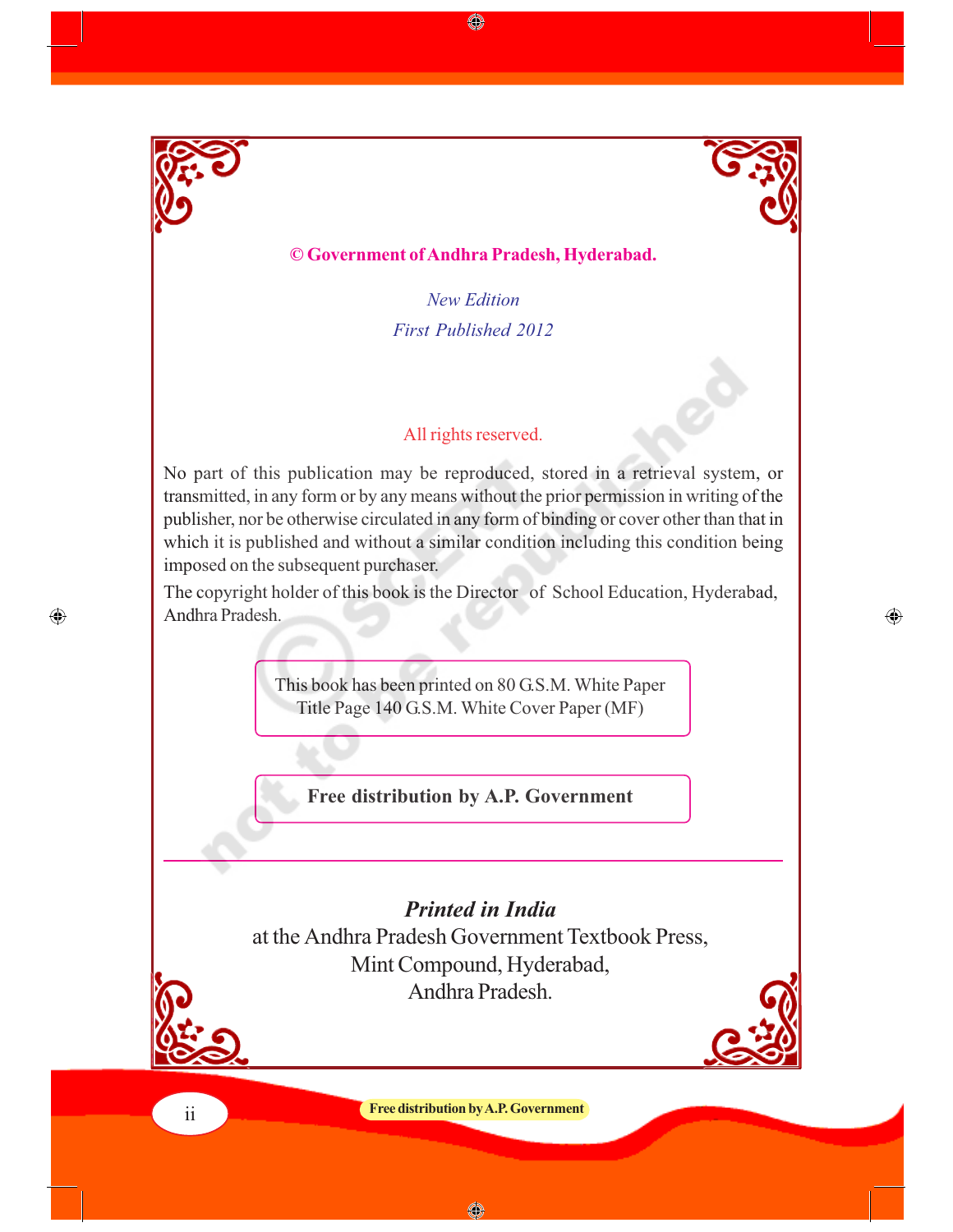**© Government of Andhra Pradesh, Hyderabad.**

*New Edition*

*First Published 2012*

All rights reserved.

No part of this publication may be reproduced, stored in a retrieval system, or transmitted, in any form or by any means without the prior permission in writing of the publisher, nor be otherwise circulated in any form of binding or cover other than that in which it is published and without a similar condition including this condition being imposed on the subsequent purchaser.

The copyright holder of this book is the Director of School Education, Hyderabad, Andhra Pradesh.

This book has been printed on 80 G.S.M. White Paper
Title Page 140 G.S.M. White Cover Paper (MF)

**Free distribution by A.P. Government**

---

***Printed in India***

at the Andhra Pradesh Government Textbook Press,
Mint Compound, Hyderabad,
Andhra Pradesh.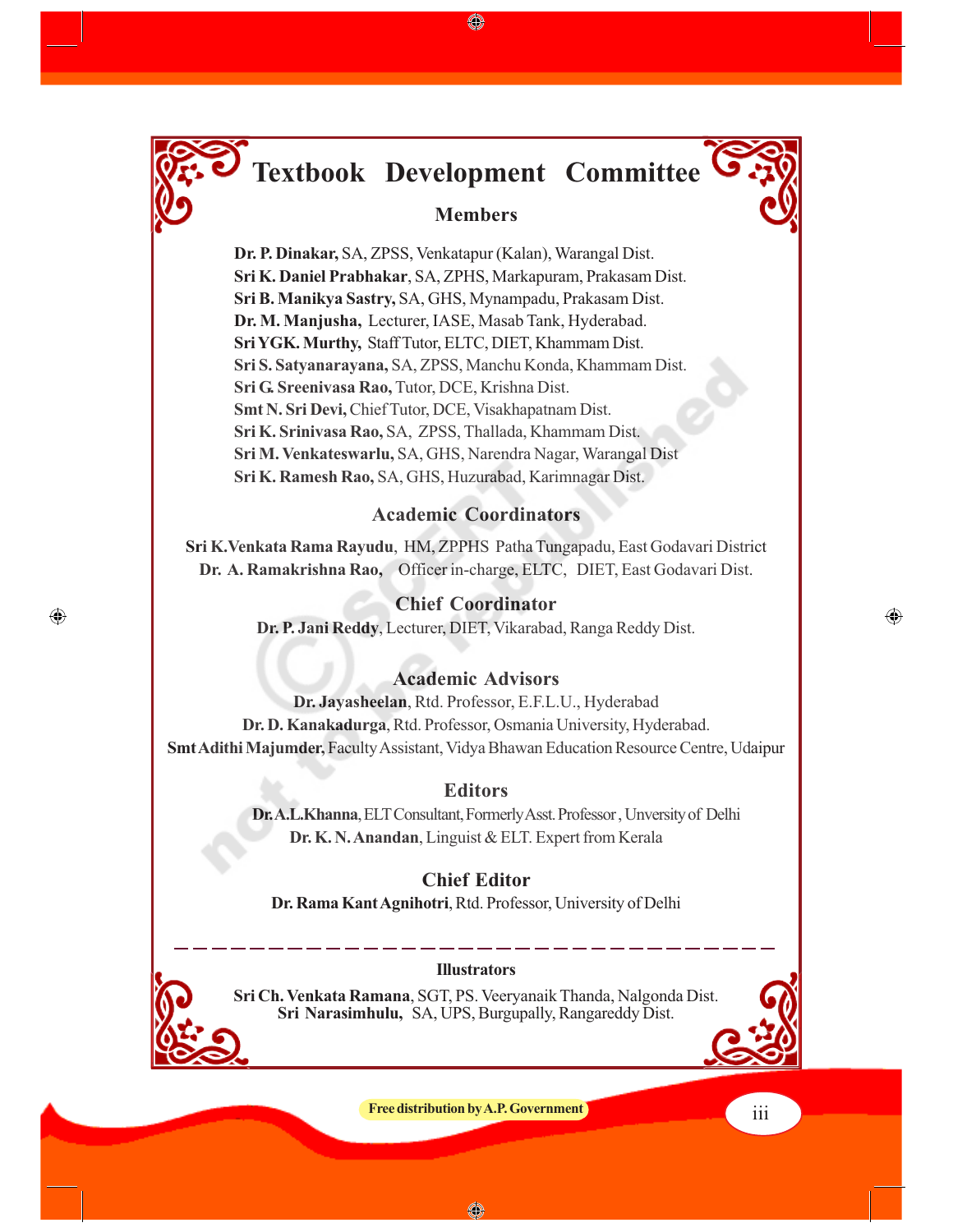# Textbook Development Committee

## Members

**Dr. P. Dinakar,** SA, ZPSS, Venkatapur (Kalan), Warangal Dist.
**Sri K. Daniel Prabhakar**, SA, ZPHS, Markapuram, Prakasam Dist.
**Sri B. Manikya Sastry,** SA, GHS, Mynampadu, Prakasam Dist.
**Dr. M. Manjusha,** Lecturer, IASE, Masab Tank, Hyderabad.
**Sri YGK. Murthy,** Staff Tutor, ELTC, DIET, Khammam Dist.
**Sri S. Satyanarayana,** SA, ZPSS, Manchu Konda, Khammam Dist.
**Sri G. Sreenivasa Rao,** Tutor, DCE, Krishna Dist.
**Smt N. Sri Devi,** Chief Tutor, DCE, Visakhapatnam Dist.
**Sri K. Srinivasa Rao,** SA, ZPSS, Thallada, Khammam Dist.
**Sri M. Venkateswarlu,** SA, GHS, Narendra Nagar, Warangal Dist
**Sri K. Ramesh Rao,** SA, GHS, Huzurabad, Karimnagar Dist.

## Academic Coordinators

**Sri K.Venkata Rama Rayudu**, HM, ZPPHS Patha Tungapadu, East Godavari District
**Dr. A. Ramakrishna Rao,** Officer in-charge, ELTC, DIET, East Godavari Dist.

## Chief Coordinator

**Dr. P. Jani Reddy**, Lecturer, DIET, Vikarabad, Ranga Reddy Dist.

## Academic Advisors

**Dr. Jayasheelan**, Rtd. Professor, E.F.L.U., Hyderabad
**Dr. D. Kanakadurga**, Rtd. Professor, Osmania University, Hyderabad.
**Smt Adithi Majumder,** Faculty Assistant, Vidya Bhawan Education Resource Centre, Udaipur

## Editors

**Dr.A.L.Khanna**, ELT Consultant, Formerly Asst. Professor , Unversity of Delhi
**Dr. K. N. Anandan**, Linguist & ELT. Expert from Kerala

## Chief Editor

**Dr. Rama Kant Agnihotri**, Rtd. Professor, University of Delhi

---

### Illustrators

**Sri Ch. Venkata Ramana**, SGT, PS. Veeryanaik Thanda, Nalgonda Dist.
**Sri Narasimhulu,** SA, UPS, Burgupally, Rangareddy Dist.

Free distribution by A.P. Government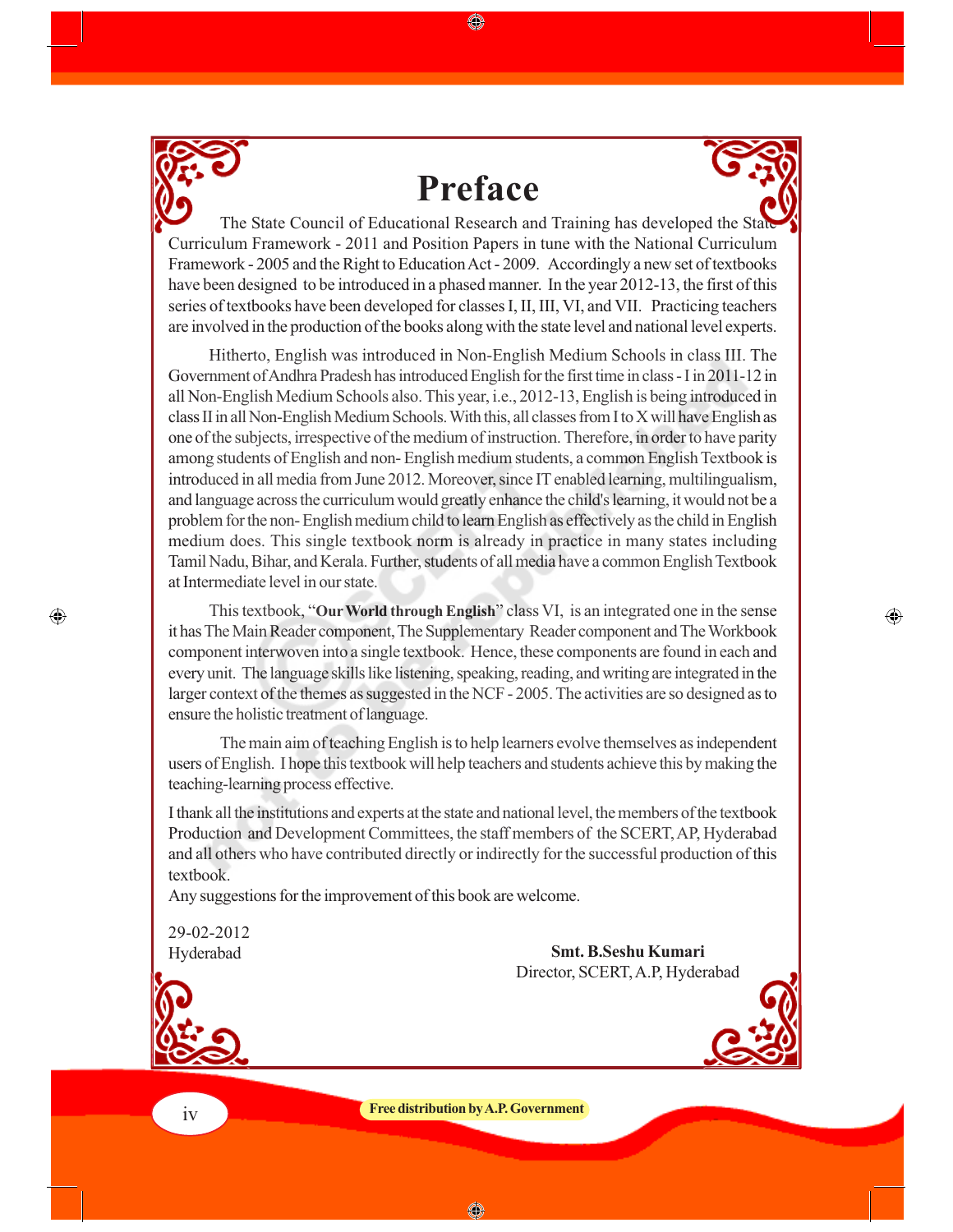# Preface

The State Council of Educational Research and Training has developed the State Curriculum Framework - 2011 and Position Papers in tune with the National Curriculum Framework - 2005 and the Right to Education Act - 2009. Accordingly a new set of textbooks have been designed to be introduced in a phased manner. In the year 2012-13, the first of this series of textbooks have been developed for classes I, II, III, VI, and VII. Practicing teachers are involved in the production of the books along with the state level and national level experts.

Hitherto, English was introduced in Non-English Medium Schools in class III. The Government of Andhra Pradesh has introduced English for the first time in class - I in 2011-12 in all Non-English Medium Schools also. This year, i.e., 2012-13, English is being introduced in class II in all Non-English Medium Schools. With this, all classes from I to X will have English as one of the subjects, irrespective of the medium of instruction. Therefore, in order to have parity among students of English and non- English medium students, a common English Textbook is introduced in all media from June 2012. Moreover, since IT enabled learning, multilingualism, and language across the curriculum would greatly enhance the child's learning, it would not be a problem for the non- English medium child to learn English as effectively as the child in English medium does. This single textbook norm is already in practice in many states including Tamil Nadu, Bihar, and Kerala. Further, students of all media have a common English Textbook at Intermediate level in our state.

This textbook, "**Our World through English**" class VI, is an integrated one in the sense it has The Main Reader component, The Supplementary Reader component and The Workbook component interwoven into a single textbook. Hence, these components are found in each and every unit. The language skills like listening, speaking, reading, and writing are integrated in the larger context of the themes as suggested in the NCF - 2005. The activities are so designed as to ensure the holistic treatment of language.

The main aim of teaching English is to help learners evolve themselves as independent users of English. I hope this textbook will help teachers and students achieve this by making the teaching-learning process effective.

I thank all the institutions and experts at the state and national level, the members of the textbook Production and Development Committees, the staff members of the SCERT, AP, Hyderabad and all others who have contributed directly or indirectly for the successful production of this textbook.

Any suggestions for the improvement of this book are welcome.

29-02-2012
Hyderabad

**Smt. B.Seshu Kumari**
Director, SCERT, A.P, Hyderabad

**Free distribution by A.P. Government**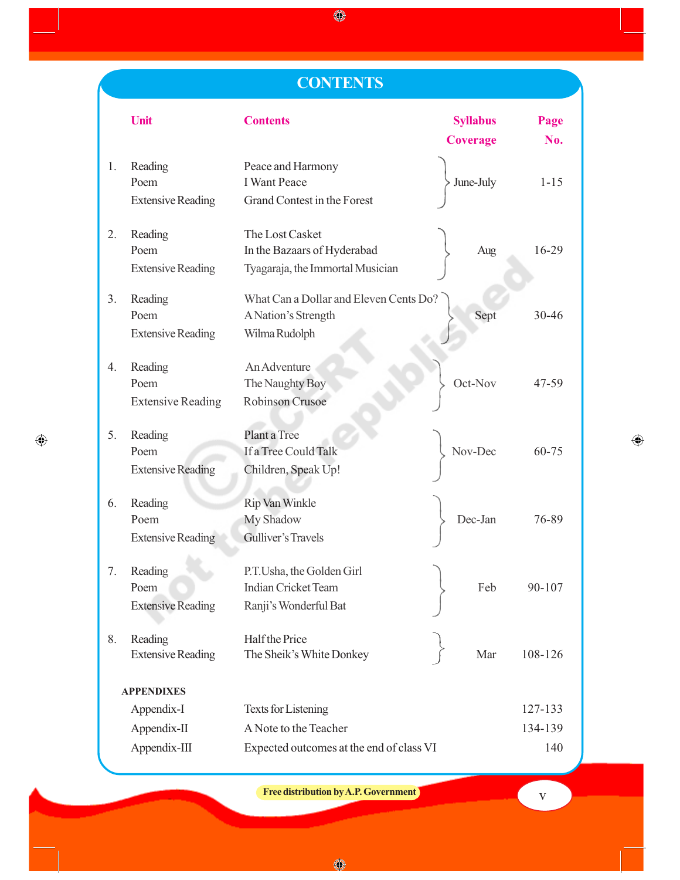# CONTENTS

| Unit | | Contents | Syllabus Coverage | Page No. |
|---|---|---|---|---|
| 1. | Reading | Peace and Harmony | June-July | 1-15 |
| | Poem | I Want Peace | | |
| | Extensive Reading | Grand Contest in the Forest | | |
| 2. | Reading | The Lost Casket | Aug | 16-29 |
| | Poem | In the Bazaars of Hyderabad | | |
| | Extensive Reading | Tyagaraja, the Immortal Musician | | |
| 3. | Reading | What Can a Dollar and Eleven Cents Do? | Sept | 30-46 |
| | Poem | A Nation's Strength | | |
| | Extensive Reading | Wilma Rudolph | | |
| 4. | Reading | An Adventure | Oct-Nov | 47-59 |
| | Poem | The Naughty Boy | | |
| | Extensive Reading | Robinson Crusoe | | |
| 5. | Reading | Plant a Tree | Nov-Dec | 60-75 |
| | Poem | If a Tree Could Talk | | |
| | Extensive Reading | Children, Speak Up! | | |
| 6. | Reading | Rip Van Winkle | Dec-Jan | 76-89 |
| | Poem | My Shadow | | |
| | Extensive Reading | Gulliver's Travels | | |
| 7. | Reading | P.T.Usha, the Golden Girl | Feb | 90-107 |
| | Poem | Indian Cricket Team | | |
| | Extensive Reading | Ranji's Wonderful Bat | | |
| 8. | Reading | Half the Price | Mar | 108-126 |
| | Extensive Reading | The Sheik's White Donkey | | |

**APPENDIXES**

| | | |
|---|---|---|
| Appendix-I | Texts for Listening | 127-133 |
| Appendix-II | A Note to the Teacher | 134-139 |
| Appendix-III | Expected outcomes at the end of class VI | 140 |

Free distribution by A.P. Government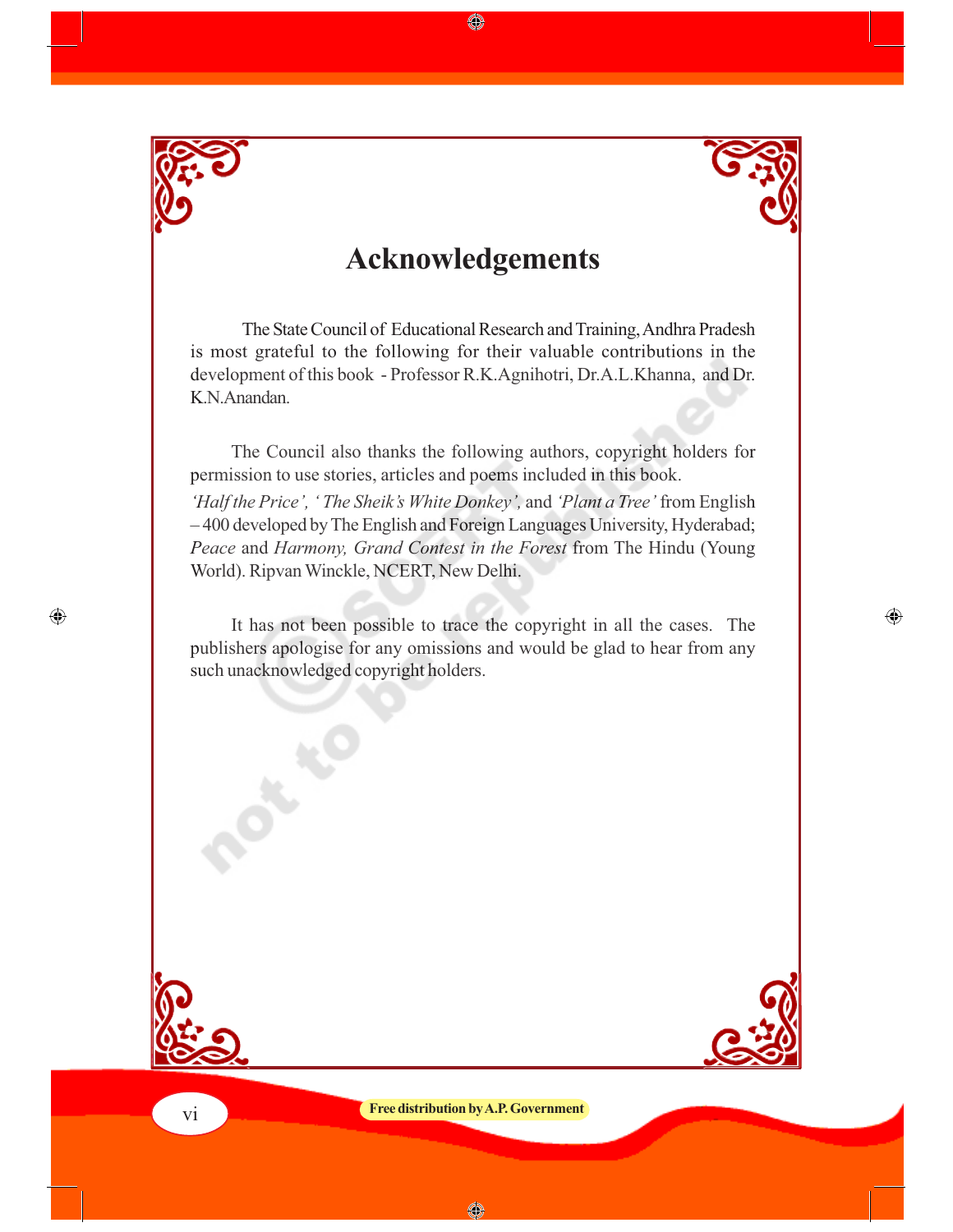# Acknowledgements

The State Council of Educational Research and Training, Andhra Pradesh is most grateful to the following for their valuable contributions in the development of this book - Professor R.K.Agnihotri, Dr.A.L.Khanna, and Dr. K.N.Anandan.

The Council also thanks the following authors, copyright holders for permission to use stories, articles and poems included in this book. *'Half the Price', ' The Sheik's White Donkey',* and *'Plant a Tree'* from English – 400 developed by The English and Foreign Languages University, Hyderabad; *Peace* and *Harmony, Grand Contest in the Forest* from The Hindu (Young World). Ripvan Winckle, NCERT, New Delhi.

It has not been possible to trace the copyright in all the cases. The publishers apologise for any omissions and would be glad to hear from any such unacknowledged copyright holders.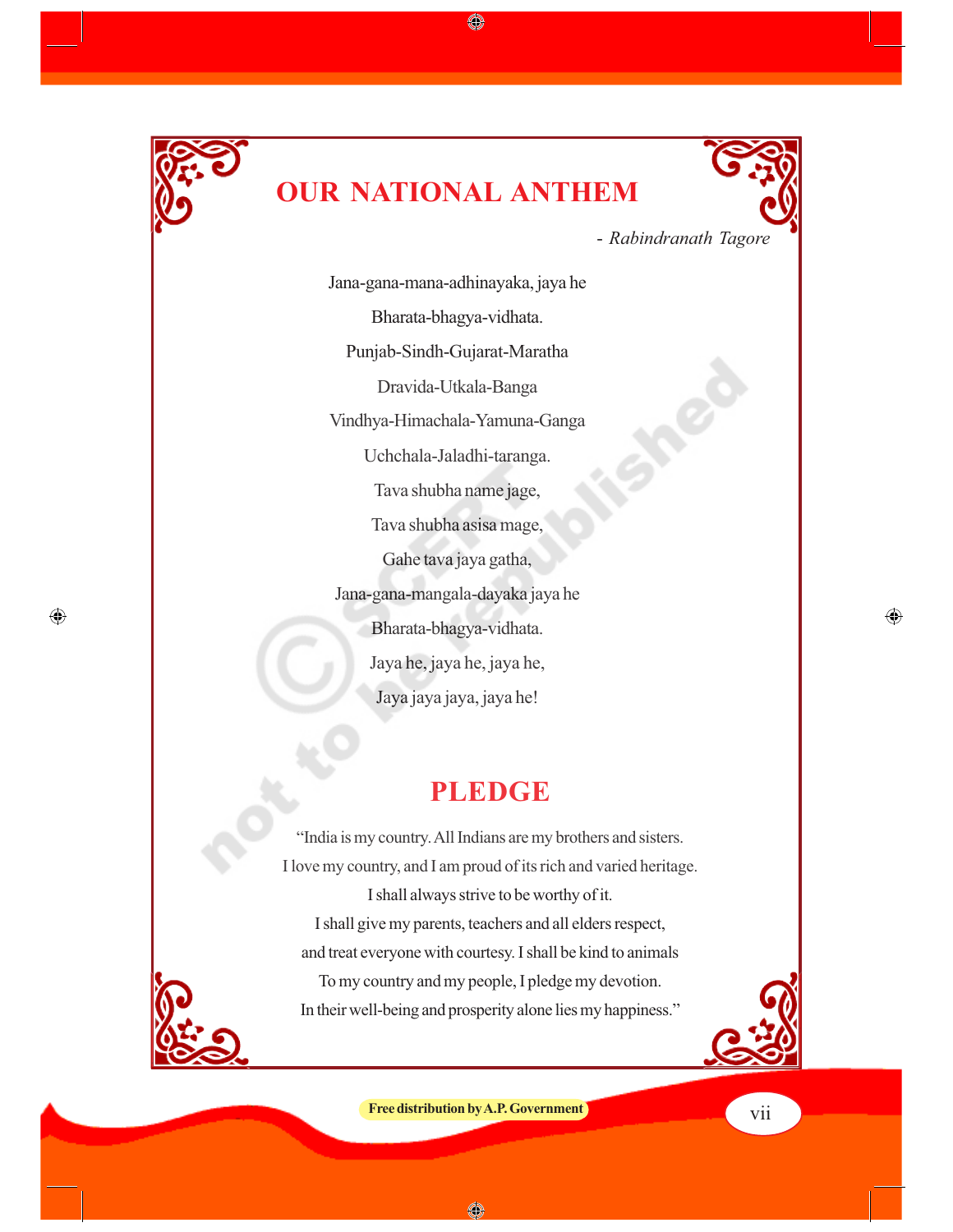# OUR NATIONAL ANTHEM

*- Rabindranath Tagore*

Jana-gana-mana-adhinayaka, jaya he
Bharata-bhagya-vidhata.
Punjab-Sindh-Gujarat-Maratha
Dravida-Utkala-Banga
Vindhya-Himachala-Yamuna-Ganga
Uchchala-Jaladhi-taranga.
Tava shubha name jage,
Tava shubha asisa mage,
Gahe tava jaya gatha,
Jana-gana-mangala-dayaka jaya he
Bharata-bhagya-vidhata.
Jaya he, jaya he, jaya he,
Jaya jaya jaya, jaya he!

# PLEDGE

"India is my country. All Indians are my brothers and sisters.
I love my country, and I am proud of its rich and varied heritage.
I shall always strive to be worthy of it.
I shall give my parents, teachers and all elders respect,
and treat everyone with courtesy. I shall be kind to animals
To my country and my people, I pledge my devotion.
In their well-being and prosperity alone lies my happiness."

Free distribution by A.P. Government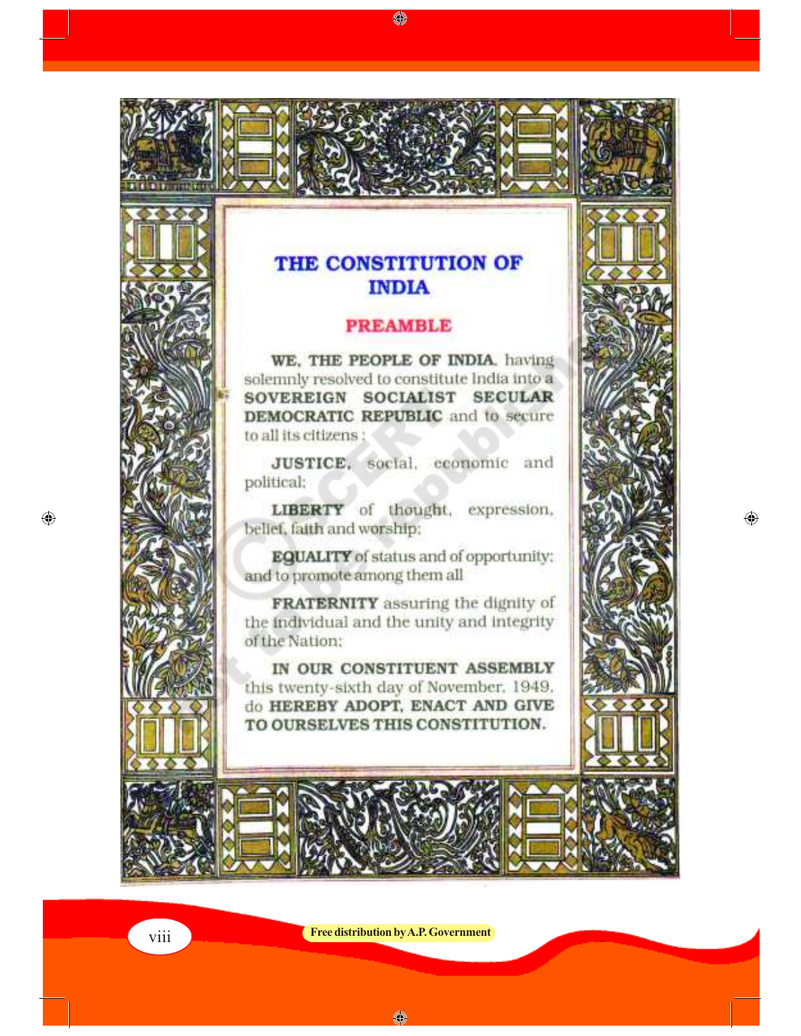# THE CONSTITUTION OF INDIA

## PREAMBLE

**WE, THE PEOPLE OF INDIA**, having solemnly resolved to constitute India into a **SOVEREIGN SOCIALIST SECULAR DEMOCRATIC REPUBLIC** and to secure to all its citizens :

**JUSTICE,** social, economic and political;

**LIBERTY** of thought, expression, belief, faith and worship;

**EQUALITY** of status and of opportunity; and to promote among them all

**FRATERNITY** assuring the dignity of the individual and the unity and integrity of the Nation;

**IN OUR CONSTITUENT ASSEMBLY** this twenty-sixth day of November, 1949, do **HEREBY ADOPT, ENACT AND GIVE TO OURSELVES THIS CONSTITUTION.**

Free distribution by A.P. Government